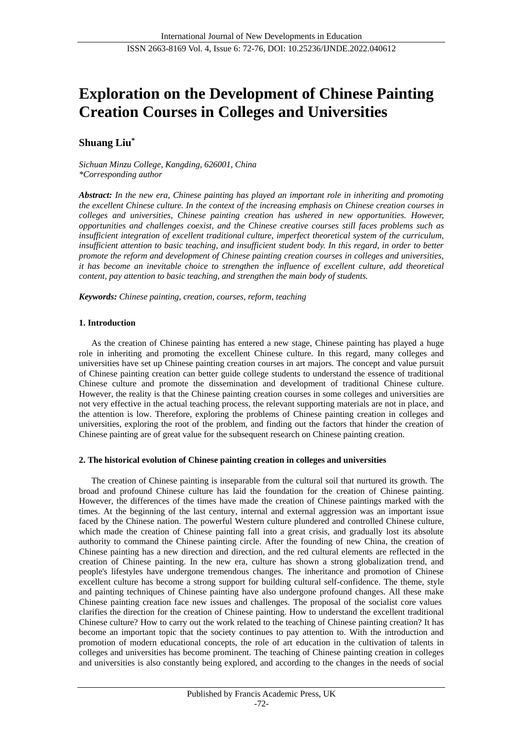# Exploration on the Development of Chinese Painting Creation Courses in Colleges and Universities

**Shuang Liu***

*Sichuan Minzu College, Kangding, 626001, China*
**Corresponding author*

***Abstract:*** *In the new era, Chinese painting has played an important role in inheriting and promoting the excellent Chinese culture. In the context of the increasing emphasis on Chinese creation courses in colleges and universities, Chinese painting creation has ushered in new opportunities. However, opportunities and challenges coexist, and the Chinese creative courses still faces problems such as insufficient integration of excellent traditional culture, imperfect theoretical system of the curriculum, insufficient attention to basic teaching, and insufficient student body. In this regard, in order to better promote the reform and development of Chinese painting creation courses in colleges and universities, it has become an inevitable choice to strengthen the influence of excellent culture, add theoretical content, pay attention to basic teaching, and strengthen the main body of students.*

***Keywords:*** *Chinese painting, creation, courses, reform, teaching*

## 1. Introduction

As the creation of Chinese painting has entered a new stage, Chinese painting has played a huge role in inheriting and promoting the excellent Chinese culture. In this regard, many colleges and universities have set up Chinese painting creation courses in art majors. The concept and value pursuit of Chinese painting creation can better guide college students to understand the essence of traditional Chinese culture and promote the dissemination and development of traditional Chinese culture. However, the reality is that the Chinese painting creation courses in some colleges and universities are not very effective in the actual teaching process, the relevant supporting materials are not in place, and the attention is low. Therefore, exploring the problems of Chinese painting creation in colleges and universities, exploring the root of the problem, and finding out the factors that hinder the creation of Chinese painting are of great value for the subsequent research on Chinese painting creation.

## 2. The historical evolution of Chinese painting creation in colleges and universities

The creation of Chinese painting is inseparable from the cultural soil that nurtured its growth. The broad and profound Chinese culture has laid the foundation for the creation of Chinese painting. However, the differences of the times have made the creation of Chinese paintings marked with the times. At the beginning of the last century, internal and external aggression was an important issue faced by the Chinese nation. The powerful Western culture plundered and controlled Chinese culture, which made the creation of Chinese painting fall into a great crisis, and gradually lost its absolute authority to command the Chinese painting circle. After the founding of new China, the creation of Chinese painting has a new direction and direction, and the red cultural elements are reflected in the creation of Chinese painting. In the new era, culture has shown a strong globalization trend, and people's lifestyles have undergone tremendous changes. The inheritance and promotion of Chinese excellent culture has become a strong support for building cultural self-confidence. The theme, style and painting techniques of Chinese painting have also undergone profound changes. All these make Chinese painting creation face new issues and challenges. The proposal of the socialist core values clarifies the direction for the creation of Chinese painting. How to understand the excellent traditional Chinese culture? How to carry out the work related to the teaching of Chinese painting creation? It has become an important topic that the society continues to pay attention to. With the introduction and promotion of modern educational concepts, the role of art education in the cultivation of talents in colleges and universities has become prominent. The teaching of Chinese painting creation in colleges and universities is also constantly being explored, and according to the changes in the needs of social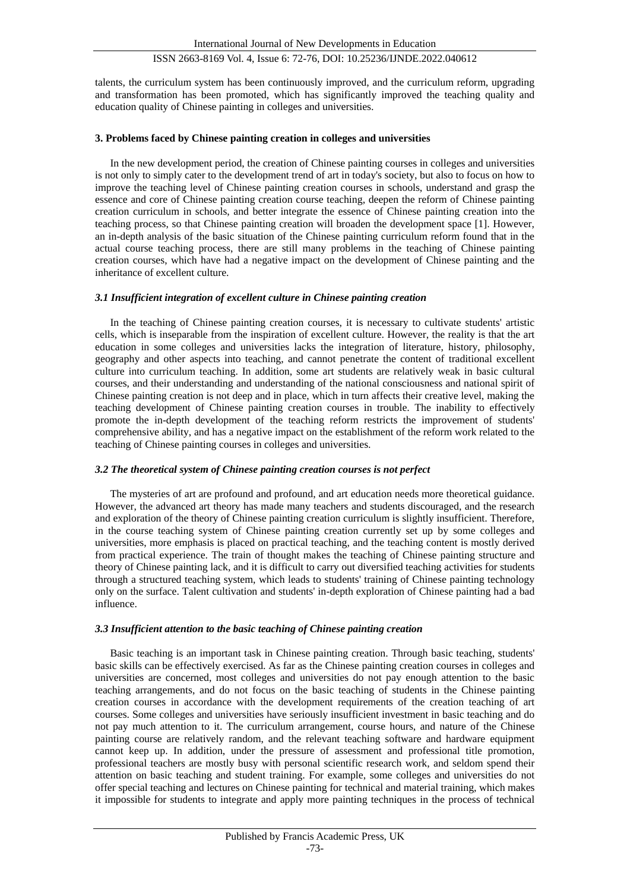talents, the curriculum system has been continuously improved, and the curriculum reform, upgrading and transformation has been promoted, which has significantly improved the teaching quality and education quality of Chinese painting in colleges and universities.

### 3. Problems faced by Chinese painting creation in colleges and universities

In the new development period, the creation of Chinese painting courses in colleges and universities is not only to simply cater to the development trend of art in today's society, but also to focus on how to improve the teaching level of Chinese painting creation courses in schools, understand and grasp the essence and core of Chinese painting creation course teaching, deepen the reform of Chinese painting creation curriculum in schools, and better integrate the essence of Chinese painting creation into the teaching process, so that Chinese painting creation will broaden the development space [1]. However, an in-depth analysis of the basic situation of the Chinese painting curriculum reform found that in the actual course teaching process, there are still many problems in the teaching of Chinese painting creation courses, which have had a negative impact on the development of Chinese painting and the inheritance of excellent culture.

#### *3.1 Insufficient integration of excellent culture in Chinese painting creation*

In the teaching of Chinese painting creation courses, it is necessary to cultivate students' artistic cells, which is inseparable from the inspiration of excellent culture. However, the reality is that the art education in some colleges and universities lacks the integration of literature, history, philosophy, geography and other aspects into teaching, and cannot penetrate the content of traditional excellent culture into curriculum teaching. In addition, some art students are relatively weak in basic cultural courses, and their understanding and understanding of the national consciousness and national spirit of Chinese painting creation is not deep and in place, which in turn affects their creative level, making the teaching development of Chinese painting creation courses in trouble. The inability to effectively promote the in-depth development of the teaching reform restricts the improvement of students' comprehensive ability, and has a negative impact on the establishment of the reform work related to the teaching of Chinese painting courses in colleges and universities.

#### *3.2 The theoretical system of Chinese painting creation courses is not perfect*

The mysteries of art are profound and profound, and art education needs more theoretical guidance. However, the advanced art theory has made many teachers and students discouraged, and the research and exploration of the theory of Chinese painting creation curriculum is slightly insufficient. Therefore, in the course teaching system of Chinese painting creation currently set up by some colleges and universities, more emphasis is placed on practical teaching, and the teaching content is mostly derived from practical experience. The train of thought makes the teaching of Chinese painting structure and theory of Chinese painting lack, and it is difficult to carry out diversified teaching activities for students through a structured teaching system, which leads to students' training of Chinese painting technology only on the surface. Talent cultivation and students' in-depth exploration of Chinese painting had a bad influence.

#### *3.3 Insufficient attention to the basic teaching of Chinese painting creation*

Basic teaching is an important task in Chinese painting creation. Through basic teaching, students' basic skills can be effectively exercised. As far as the Chinese painting creation courses in colleges and universities are concerned, most colleges and universities do not pay enough attention to the basic teaching arrangements, and do not focus on the basic teaching of students in the Chinese painting creation courses in accordance with the development requirements of the creation teaching of art courses. Some colleges and universities have seriously insufficient investment in basic teaching and do not pay much attention to it. The curriculum arrangement, course hours, and nature of the Chinese painting course are relatively random, and the relevant teaching software and hardware equipment cannot keep up. In addition, under the pressure of assessment and professional title promotion, professional teachers are mostly busy with personal scientific research work, and seldom spend their attention on basic teaching and student training. For example, some colleges and universities do not offer special teaching and lectures on Chinese painting for technical and material training, which makes it impossible for students to integrate and apply more painting techniques in the process of technical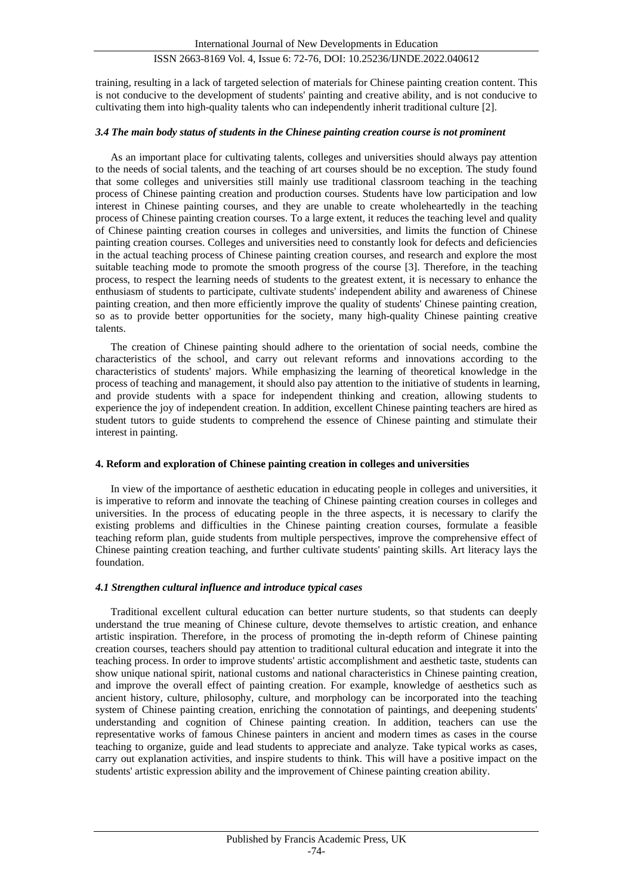training, resulting in a lack of targeted selection of materials for Chinese painting creation content. This is not conducive to the development of students' painting and creative ability, and is not conducive to cultivating them into high-quality talents who can independently inherit traditional culture [2].

### *3.4 The main body status of students in the Chinese painting creation course is not prominent*

As an important place for cultivating talents, colleges and universities should always pay attention to the needs of social talents, and the teaching of art courses should be no exception. The study found that some colleges and universities still mainly use traditional classroom teaching in the teaching process of Chinese painting creation and production courses. Students have low participation and low interest in Chinese painting courses, and they are unable to create wholeheartedly in the teaching process of Chinese painting creation courses. To a large extent, it reduces the teaching level and quality of Chinese painting creation courses in colleges and universities, and limits the function of Chinese painting creation courses. Colleges and universities need to constantly look for defects and deficiencies in the actual teaching process of Chinese painting creation courses, and research and explore the most suitable teaching mode to promote the smooth progress of the course [3]. Therefore, in the teaching process, to respect the learning needs of students to the greatest extent, it is necessary to enhance the enthusiasm of students to participate, cultivate students' independent ability and awareness of Chinese painting creation, and then more efficiently improve the quality of students' Chinese painting creation, so as to provide better opportunities for the society, many high-quality Chinese painting creative talents.

The creation of Chinese painting should adhere to the orientation of social needs, combine the characteristics of the school, and carry out relevant reforms and innovations according to the characteristics of students' majors. While emphasizing the learning of theoretical knowledge in the process of teaching and management, it should also pay attention to the initiative of students in learning, and provide students with a space for independent thinking and creation, allowing students to experience the joy of independent creation. In addition, excellent Chinese painting teachers are hired as student tutors to guide students to comprehend the essence of Chinese painting and stimulate their interest in painting.

## 4. Reform and exploration of Chinese painting creation in colleges and universities

In view of the importance of aesthetic education in educating people in colleges and universities, it is imperative to reform and innovate the teaching of Chinese painting creation courses in colleges and universities. In the process of educating people in the three aspects, it is necessary to clarify the existing problems and difficulties in the Chinese painting creation courses, formulate a feasible teaching reform plan, guide students from multiple perspectives, improve the comprehensive effect of Chinese painting creation teaching, and further cultivate students' painting skills. Art literacy lays the foundation.

### *4.1 Strengthen cultural influence and introduce typical cases*

Traditional excellent cultural education can better nurture students, so that students can deeply understand the true meaning of Chinese culture, devote themselves to artistic creation, and enhance artistic inspiration. Therefore, in the process of promoting the in-depth reform of Chinese painting creation courses, teachers should pay attention to traditional cultural education and integrate it into the teaching process. In order to improve students' artistic accomplishment and aesthetic taste, students can show unique national spirit, national customs and national characteristics in Chinese painting creation, and improve the overall effect of painting creation. For example, knowledge of aesthetics such as ancient history, culture, philosophy, culture, and morphology can be incorporated into the teaching system of Chinese painting creation, enriching the connotation of paintings, and deepening students' understanding and cognition of Chinese painting creation. In addition, teachers can use the representative works of famous Chinese painters in ancient and modern times as cases in the course teaching to organize, guide and lead students to appreciate and analyze. Take typical works as cases, carry out explanation activities, and inspire students to think. This will have a positive impact on the students' artistic expression ability and the improvement of Chinese painting creation ability.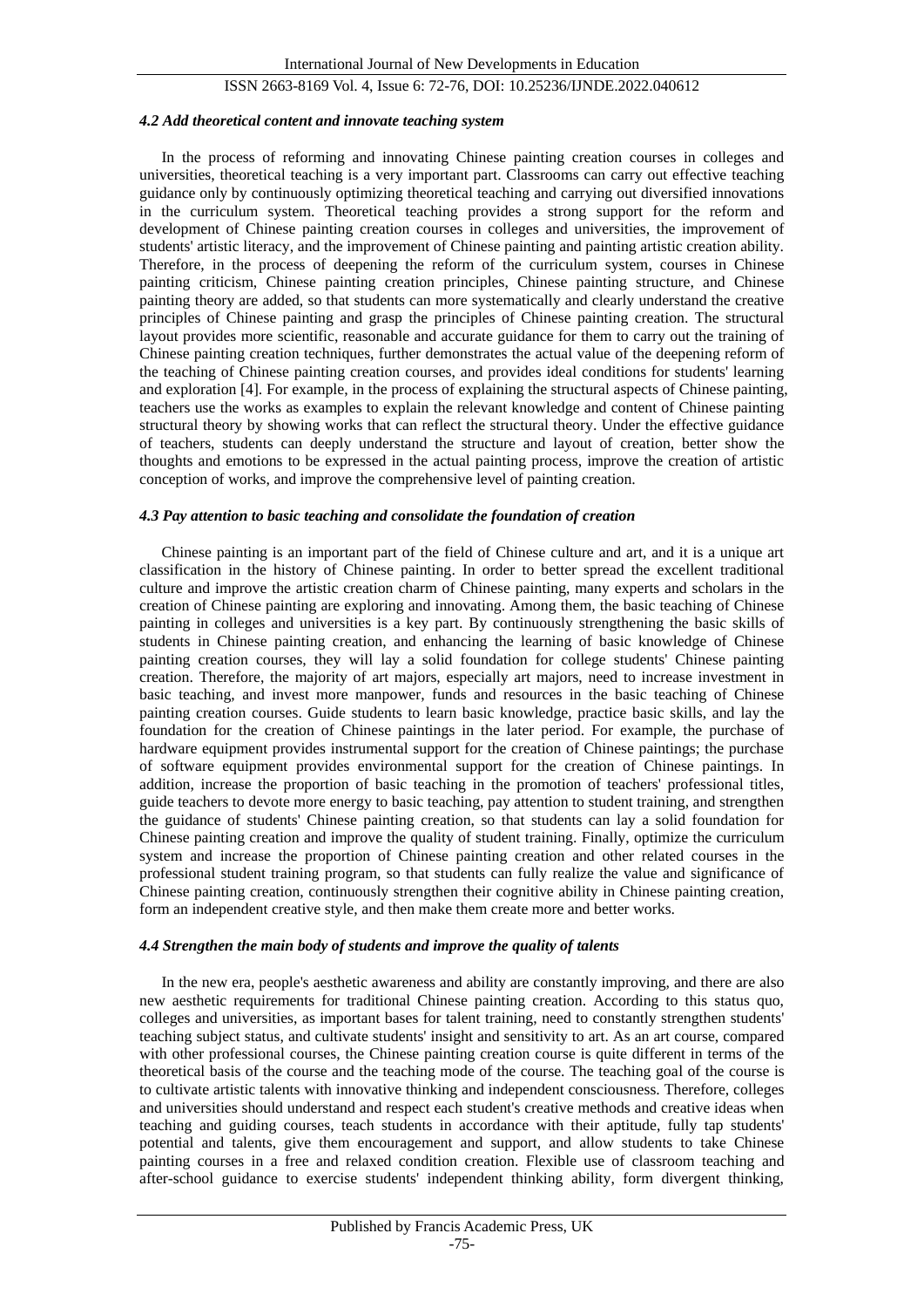#### *4.2 Add theoretical content and innovate teaching system*

In the process of reforming and innovating Chinese painting creation courses in colleges and universities, theoretical teaching is a very important part. Classrooms can carry out effective teaching guidance only by continuously optimizing theoretical teaching and carrying out diversified innovations in the curriculum system. Theoretical teaching provides a strong support for the reform and development of Chinese painting creation courses in colleges and universities, the improvement of students' artistic literacy, and the improvement of Chinese painting and painting artistic creation ability. Therefore, in the process of deepening the reform of the curriculum system, courses in Chinese painting criticism, Chinese painting creation principles, Chinese painting structure, and Chinese painting theory are added, so that students can more systematically and clearly understand the creative principles of Chinese painting and grasp the principles of Chinese painting creation. The structural layout provides more scientific, reasonable and accurate guidance for them to carry out the training of Chinese painting creation techniques, further demonstrates the actual value of the deepening reform of the teaching of Chinese painting creation courses, and provides ideal conditions for students' learning and exploration [4]. For example, in the process of explaining the structural aspects of Chinese painting, teachers use the works as examples to explain the relevant knowledge and content of Chinese painting structural theory by showing works that can reflect the structural theory. Under the effective guidance of teachers, students can deeply understand the structure and layout of creation, better show the thoughts and emotions to be expressed in the actual painting process, improve the creation of artistic conception of works, and improve the comprehensive level of painting creation.

#### *4.3 Pay attention to basic teaching and consolidate the foundation of creation*

Chinese painting is an important part of the field of Chinese culture and art, and it is a unique art classification in the history of Chinese painting. In order to better spread the excellent traditional culture and improve the artistic creation charm of Chinese painting, many experts and scholars in the creation of Chinese painting are exploring and innovating. Among them, the basic teaching of Chinese painting in colleges and universities is a key part. By continuously strengthening the basic skills of students in Chinese painting creation, and enhancing the learning of basic knowledge of Chinese painting creation courses, they will lay a solid foundation for college students' Chinese painting creation. Therefore, the majority of art majors, especially art majors, need to increase investment in basic teaching, and invest more manpower, funds and resources in the basic teaching of Chinese painting creation courses. Guide students to learn basic knowledge, practice basic skills, and lay the foundation for the creation of Chinese paintings in the later period. For example, the purchase of hardware equipment provides instrumental support for the creation of Chinese paintings; the purchase of software equipment provides environmental support for the creation of Chinese paintings. In addition, increase the proportion of basic teaching in the promotion of teachers' professional titles, guide teachers to devote more energy to basic teaching, pay attention to student training, and strengthen the guidance of students' Chinese painting creation, so that students can lay a solid foundation for Chinese painting creation and improve the quality of student training. Finally, optimize the curriculum system and increase the proportion of Chinese painting creation and other related courses in the professional student training program, so that students can fully realize the value and significance of Chinese painting creation, continuously strengthen their cognitive ability in Chinese painting creation, form an independent creative style, and then make them create more and better works.

#### *4.4 Strengthen the main body of students and improve the quality of talents*

In the new era, people's aesthetic awareness and ability are constantly improving, and there are also new aesthetic requirements for traditional Chinese painting creation. According to this status quo, colleges and universities, as important bases for talent training, need to constantly strengthen students' teaching subject status, and cultivate students' insight and sensitivity to art. As an art course, compared with other professional courses, the Chinese painting creation course is quite different in terms of the theoretical basis of the course and the teaching mode of the course. The teaching goal of the course is to cultivate artistic talents with innovative thinking and independent consciousness. Therefore, colleges and universities should understand and respect each student's creative methods and creative ideas when teaching and guiding courses, teach students in accordance with their aptitude, fully tap students' potential and talents, give them encouragement and support, and allow students to take Chinese painting courses in a free and relaxed condition creation. Flexible use of classroom teaching and after-school guidance to exercise students' independent thinking ability, form divergent thinking,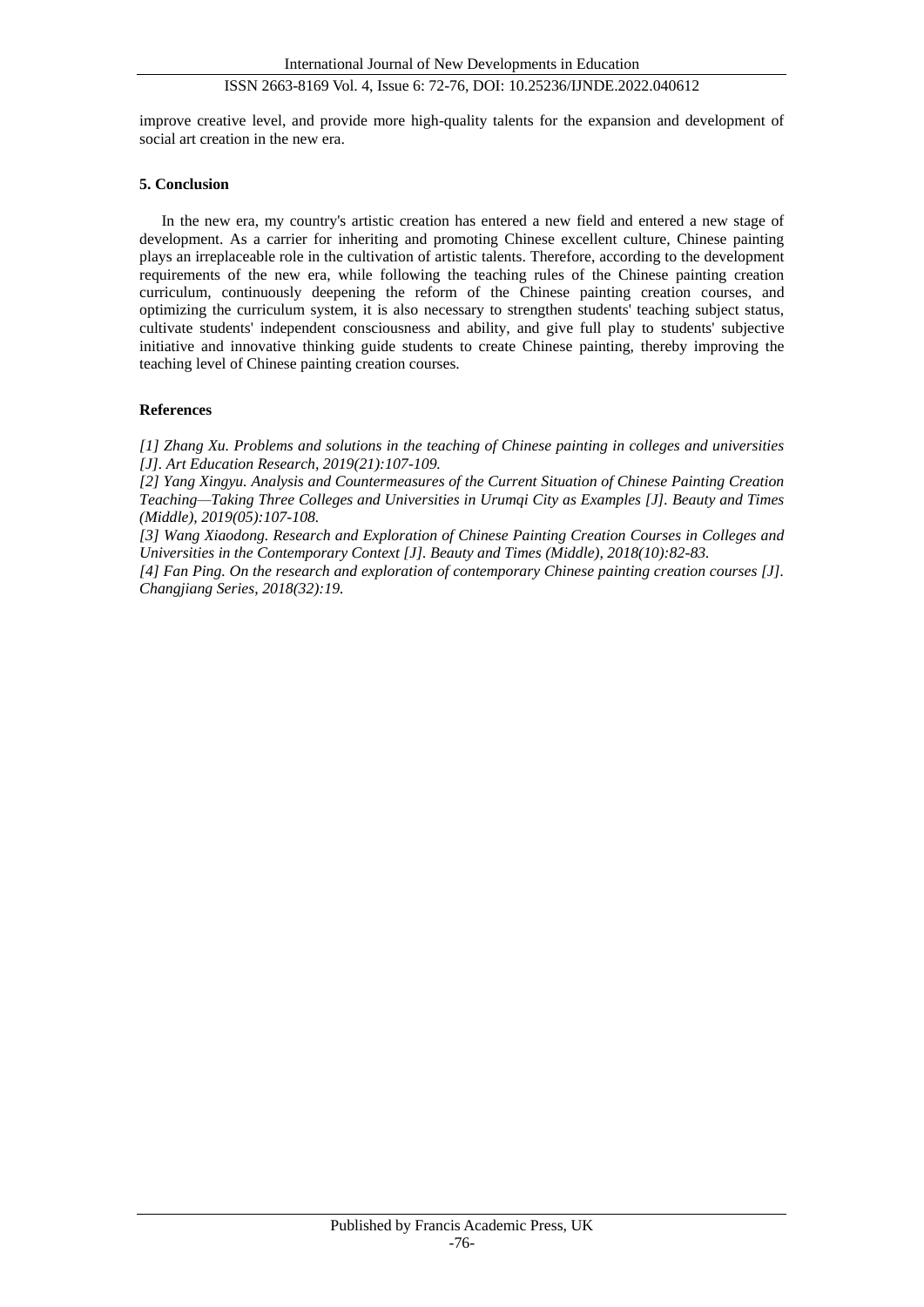improve creative level, and provide more high-quality talents for the expansion and development of social art creation in the new era.

## 5. Conclusion

In the new era, my country's artistic creation has entered a new field and entered a new stage of development. As a carrier for inheriting and promoting Chinese excellent culture, Chinese painting plays an irreplaceable role in the cultivation of artistic talents. Therefore, according to the development requirements of the new era, while following the teaching rules of the Chinese painting creation curriculum, continuously deepening the reform of the Chinese painting creation courses, and optimizing the curriculum system, it is also necessary to strengthen students' teaching subject status, cultivate students' independent consciousness and ability, and give full play to students' subjective initiative and innovative thinking guide students to create Chinese painting, thereby improving the teaching level of Chinese painting creation courses.

## References

*[1] Zhang Xu. Problems and solutions in the teaching of Chinese painting in colleges and universities [J]. Art Education Research, 2019(21):107-109.*

*[2] Yang Xingyu. Analysis and Countermeasures of the Current Situation of Chinese Painting Creation Teaching—Taking Three Colleges and Universities in Urumqi City as Examples [J]. Beauty and Times (Middle), 2019(05):107-108.*

*[3] Wang Xiaodong. Research and Exploration of Chinese Painting Creation Courses in Colleges and Universities in the Contemporary Context [J]. Beauty and Times (Middle), 2018(10):82-83.*

*[4] Fan Ping. On the research and exploration of contemporary Chinese painting creation courses [J]. Changjiang Series, 2018(32):19.*